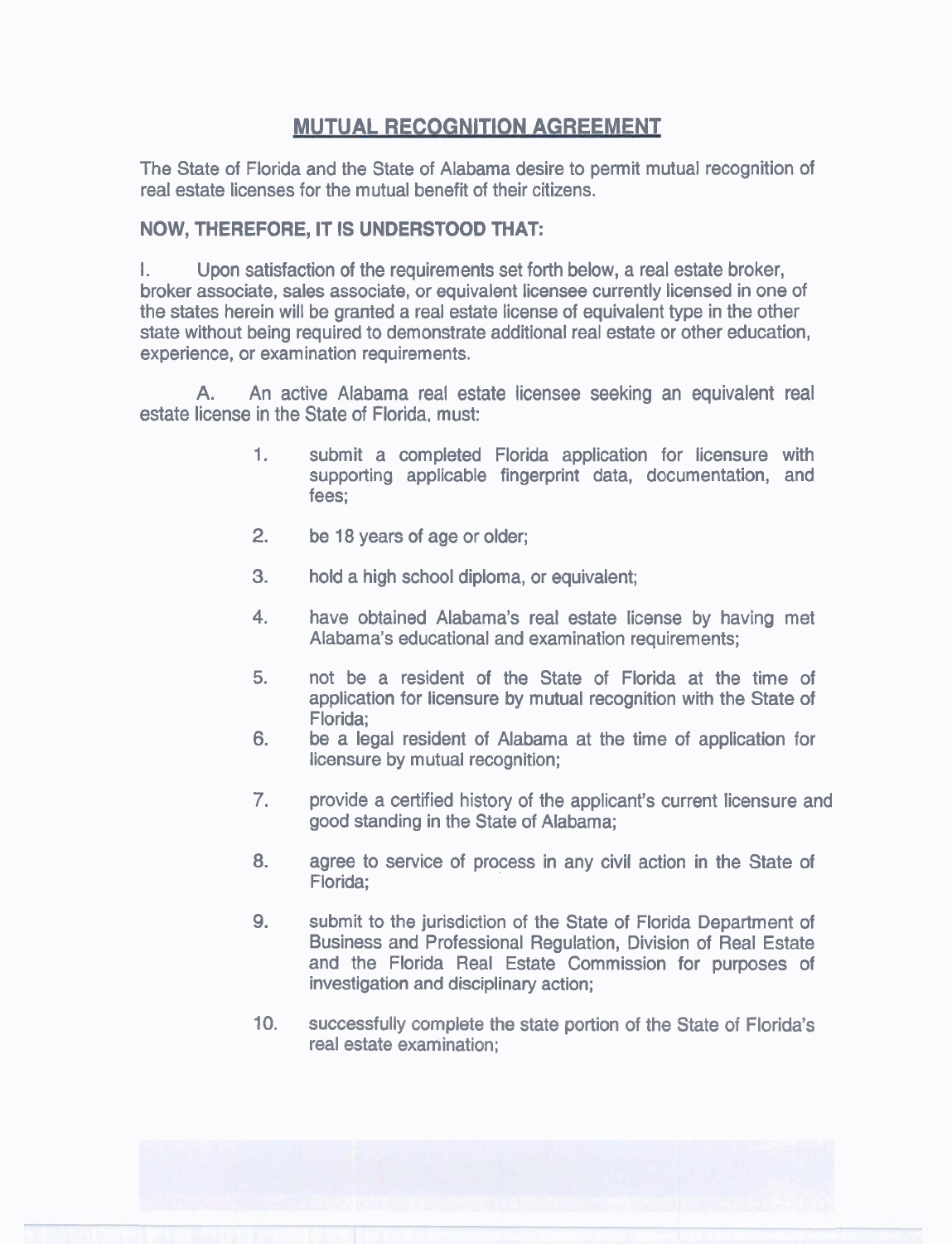# MUTUAL RECOGNITION AGREEMENT

The State of Florida and the State of Alabama desire to permit mutual recognition of real estate licenses for the mutual benefit of their citizens.

**NOW, THEREFORE, IT IS UNDERSTOOD THAT:**

I. Upon satisfaction of the requirements set forth below, a real estate broker, broker associate, sales associate, or equivalent licensee currently licensed in one of the states herein will be granted a real estate license of equivalent type in the other state without being required to demonstrate additional real estate or other education, experience, or examination requirements.

A. An active Alabama real estate licensee seeking an equivalent real estate license in the State of Florida, must:

1. submit a completed Florida application for licensure with supporting applicable fingerprint data, documentation, and fees;
2. be 18 years of age or older;
3. hold a high school diploma, or equivalent;
4. have obtained Alabama's real estate license by having met Alabama's educational and examination requirements;
5. not be a resident of the State of Florida at the time of application for licensure by mutual recognition with the State of Florida;
6. be a legal resident of Alabama at the time of application for licensure by mutual recognition;
7. provide a certified history of the applicant's current licensure and good standing in the State of Alabama;
8. agree to service of process in any civil action in the State of Florida;
9. submit to the jurisdiction of the State of Florida Department of Business and Professional Regulation, Division of Real Estate and the Florida Real Estate Commission for purposes of investigation and disciplinary action;
10. successfully complete the state portion of the State of Florida's real estate examination;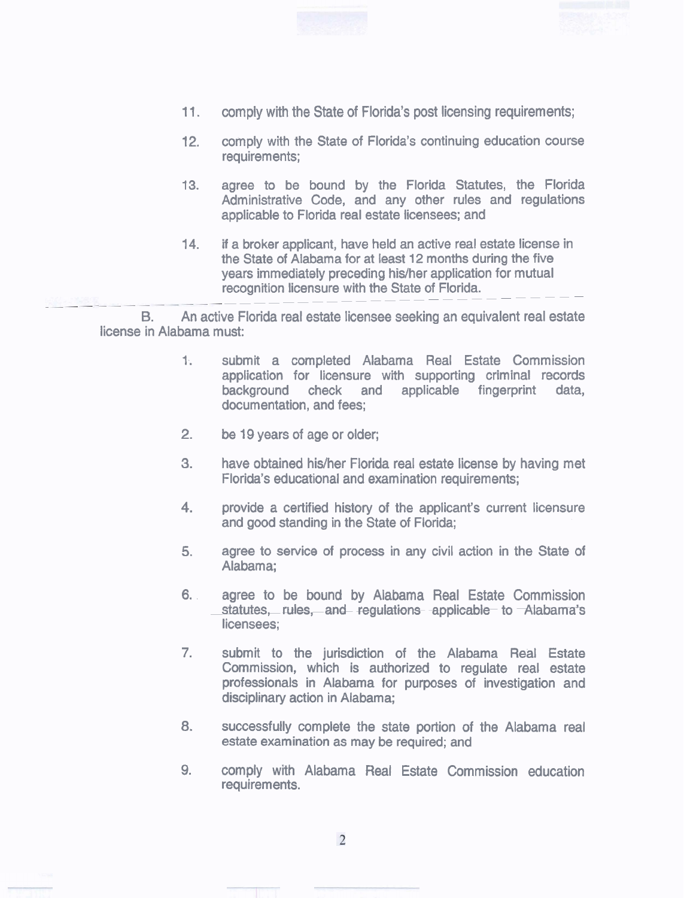11. comply with the State of Florida's post licensing requirements;

12. comply with the State of Florida's continuing education course requirements;

13. agree to be bound by the Florida Statutes, the Florida Administrative Code, and any other rules and regulations applicable to Florida real estate licensees; and

14. if a broker applicant, have held an active real estate license in the State of Alabama for at least 12 months during the five years immediately preceding his/her application for mutual recognition licensure with the State of Florida.

B. An active Florida real estate licensee seeking an equivalent real estate license in Alabama must:

1. submit a completed Alabama Real Estate Commission application for licensure with supporting criminal records background check and applicable fingerprint data, documentation, and fees;

2. be 19 years of age or older;

3. have obtained his/her Florida real estate license by having met Florida's educational and examination requirements;

4. provide a certified history of the applicant's current licensure and good standing in the State of Florida;

5. agree to service of process in any civil action in the State of Alabama;

6. agree to be bound by Alabama Real Estate Commission statutes, rules, and regulations applicable to Alabama's licensees;

7. submit to the jurisdiction of the Alabama Real Estate Commission, which is authorized to regulate real estate professionals in Alabama for purposes of investigation and disciplinary action in Alabama;

8. successfully complete the state portion of the Alabama real estate examination as may be required; and

9. comply with Alabama Real Estate Commission education requirements.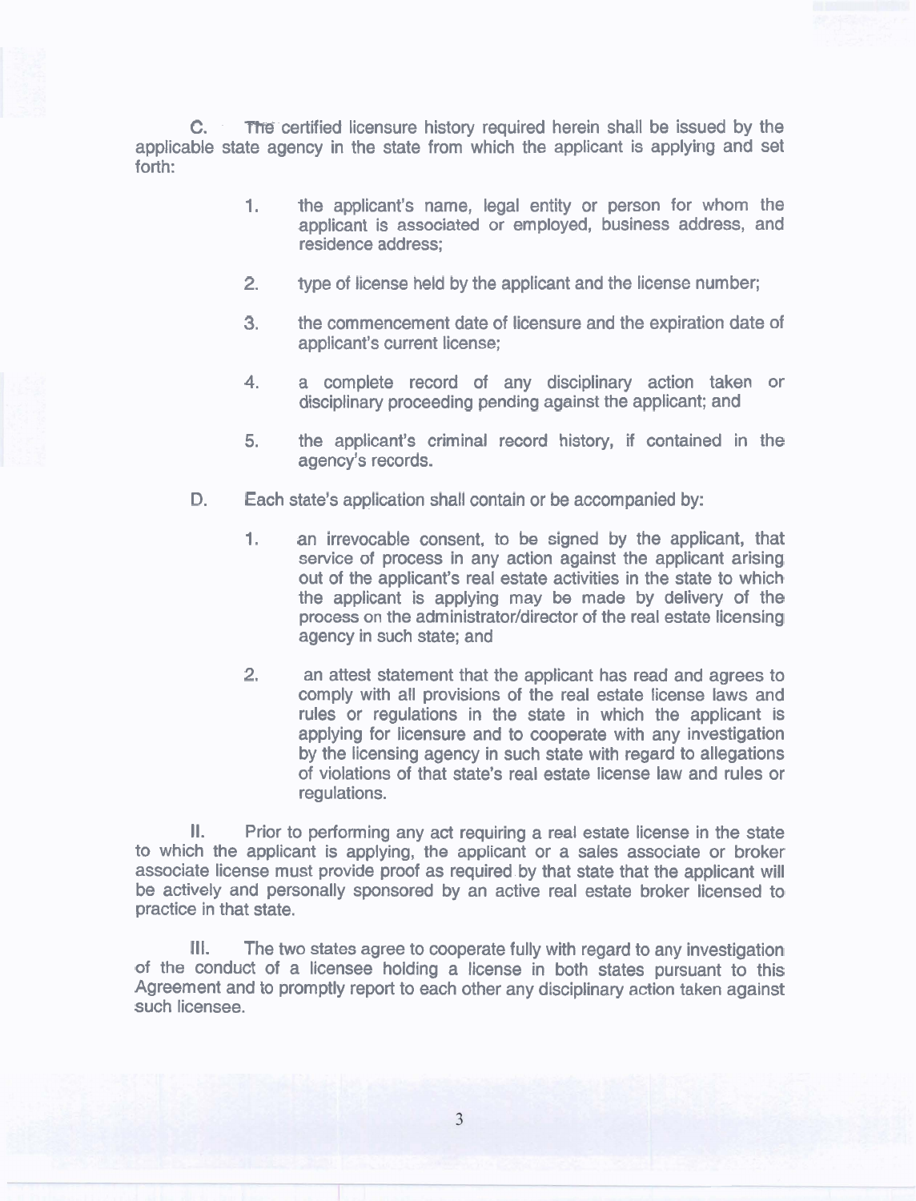C. The certified licensure history required herein shall be issued by the applicable state agency in the state from which the applicant is applying and set forth:

1. the applicant's name, legal entity or person for whom the applicant is associated or employed, business address, and residence address;

2. type of license held by the applicant and the license number;

3. the commencement date of licensure and the expiration date of applicant's current license;

4. a complete record of any disciplinary action taken or disciplinary proceeding pending against the applicant; and

5. the applicant's criminal record history, if contained in the agency's records.

D. Each state's application shall contain or be accompanied by:

1. an irrevocable consent, to be signed by the applicant, that service of process in any action against the applicant arising out of the applicant's real estate activities in the state to which the applicant is applying may be made by delivery of the process on the administrator/director of the real estate licensing agency in such state; and

2. an attest statement that the applicant has read and agrees to comply with all provisions of the real estate license laws and rules or regulations in the state in which the applicant is applying for licensure and to cooperate with any investigation by the licensing agency in such state with regard to allegations of violations of that state's real estate license law and rules or regulations.

II. Prior to performing any act requiring a real estate license in the state to which the applicant is applying, the applicant or a sales associate or broker associate license must provide proof as required by that state that the applicant will be actively and personally sponsored by an active real estate broker licensed to practice in that state.

III. The two states agree to cooperate fully with regard to any investigation of the conduct of a licensee holding a license in both states pursuant to this Agreement and to promptly report to each other any disciplinary action taken against such licensee.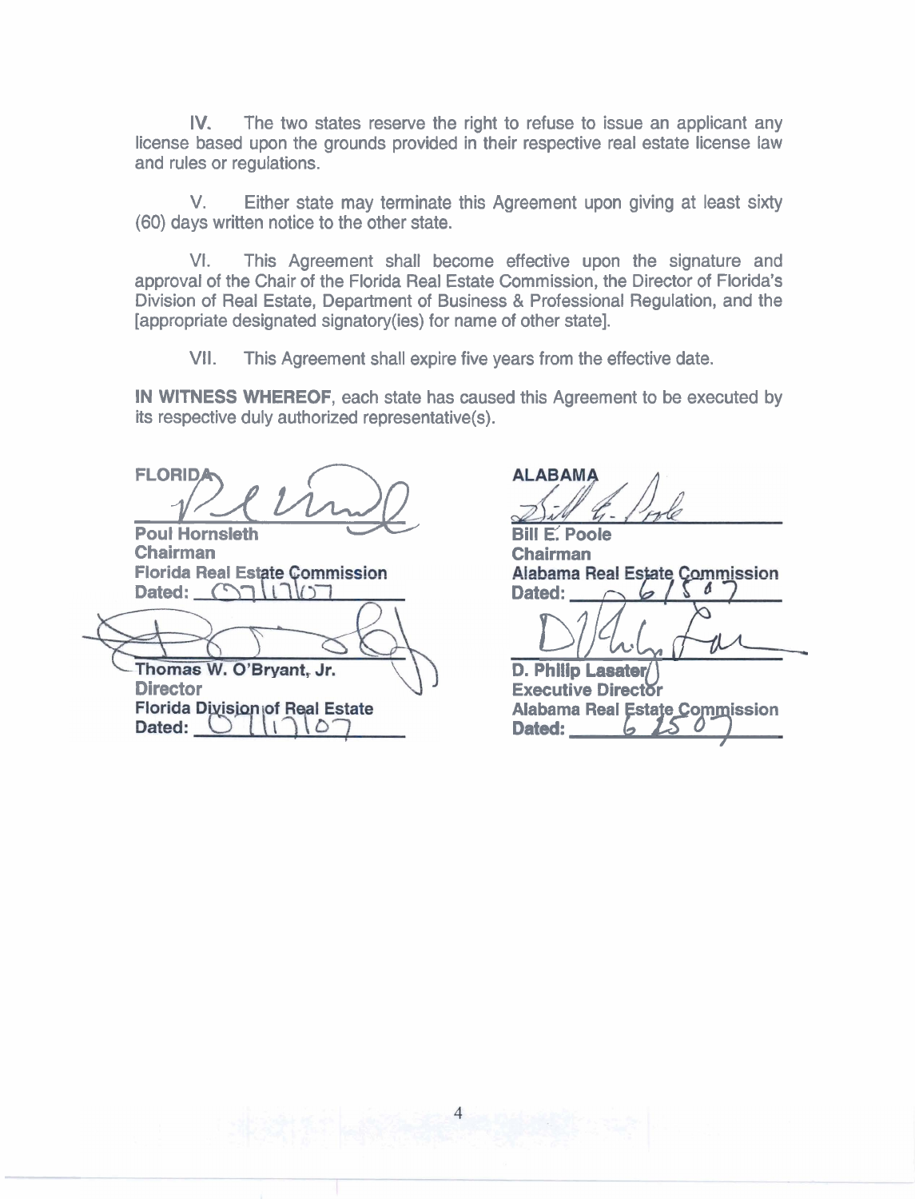IV. The two states reserve the right to refuse to issue an applicant any license based upon the grounds provided in their respective real estate license law and rules or regulations.

V. Either state may terminate this Agreement upon giving at least sixty (60) days written notice to the other state.

VI. This Agreement shall become effective upon the signature and approval of the Chair of the Florida Real Estate Commission, the Director of Florida's Division of Real Estate, Department of Business & Professional Regulation, and the [appropriate designated signatory(ies) for name of other state].

VII. This Agreement shall expire five years from the effective date.

**IN WITNESS WHEREOF**, each state has caused this Agreement to be executed by its respective duly authorized representative(s).

**FLORIDA**

**Poul Hornsleth**
**Chairman**
**Florida Real Estate Commission**
**Dated:** 07/17/07

**Thomas W. O'Bryant, Jr.**
**Director**
**Florida Division of Real Estate**
**Dated:** 07/17/07

**ALABAMA**

**Bill E. Poole**
**Chairman**
**Alabama Real Estate Commission**
**Dated:** 6/5/07

**D. Philip Lasater**
**Executive Director**
**Alabama Real Estate Commission**
**Dated:** 6 25 07